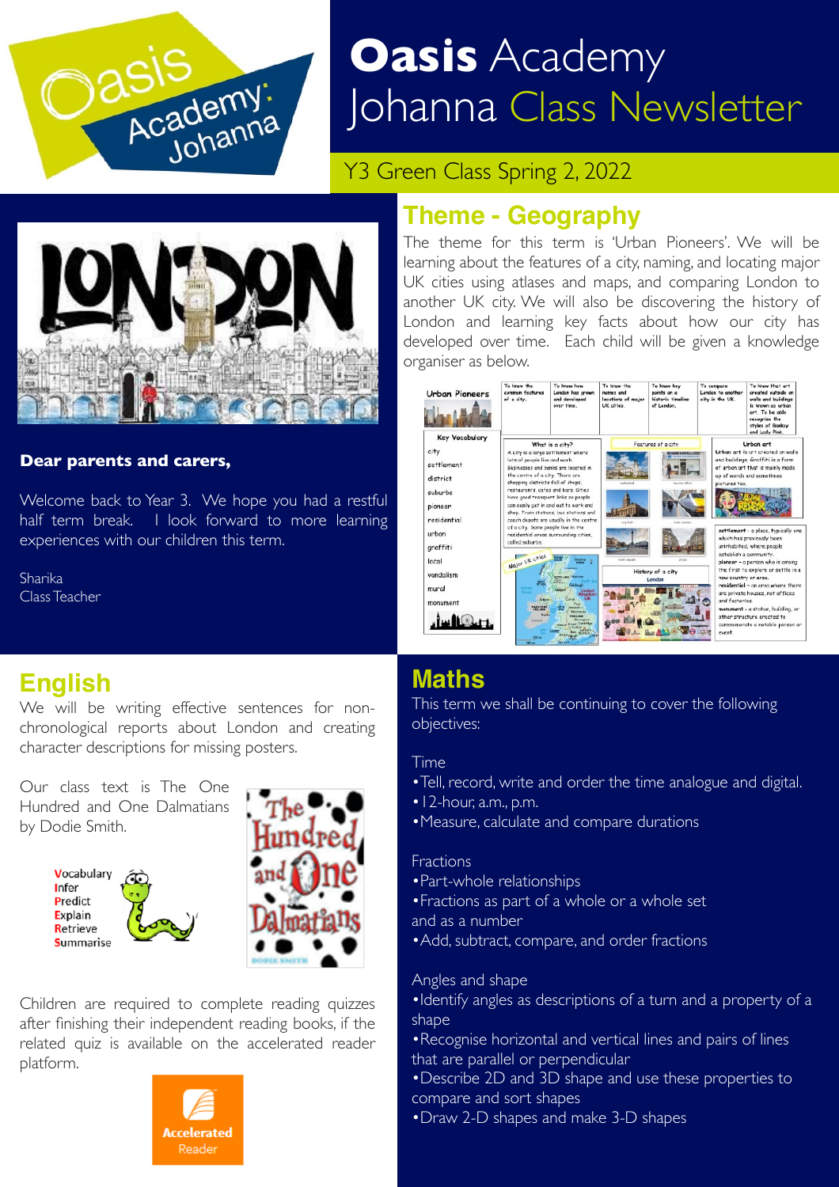# Oasis Academy Johanna Class Newsletter

Y3 Green Class Spring 2, 2022

**Dear parents and carers,**

Welcome back to Year 3. We hope you had a restful half term break. I look forward to more learning experiences with our children this term.

Sharika
Class Teacher

## Theme - Geography

The theme for this term is 'Urban Pioneers'. We will be learning about the features of a city, naming, and locating major UK cities using atlases and maps, and comparing London to another UK city. We will also be discovering the history of London and learning key facts about how our city has developed over time. Each child will be given a knowledge organiser as below.

## English

We will be writing effective sentences for non-chronological reports about London and creating character descriptions for missing posters.

Our class text is The One Hundred and One Dalmatians by Dodie Smith.

**V**ocabulary
**I**nfer
**P**redict
**E**xplain
**R**etrieve
**S**ummarise

Children are required to complete reading quizzes after finishing their independent reading books, if the related quiz is available on the accelerated reader platform.

## Maths

This term we shall be continuing to cover the following objectives:

Time
- Tell, record, write and order the time analogue and digital.
- 12-hour, a.m., p.m.
- Measure, calculate and compare durations

Fractions
- Part-whole relationships
- Fractions as part of a whole or a whole set and as a number
- Add, subtract, compare, and order fractions

Angles and shape
- Identify angles as descriptions of a turn and a property of a shape
- Recognise horizontal and vertical lines and pairs of lines that are parallel or perpendicular
- Describe 2D and 3D shape and use these properties to compare and sort shapes
- Draw 2-D shapes and make 3-D shapes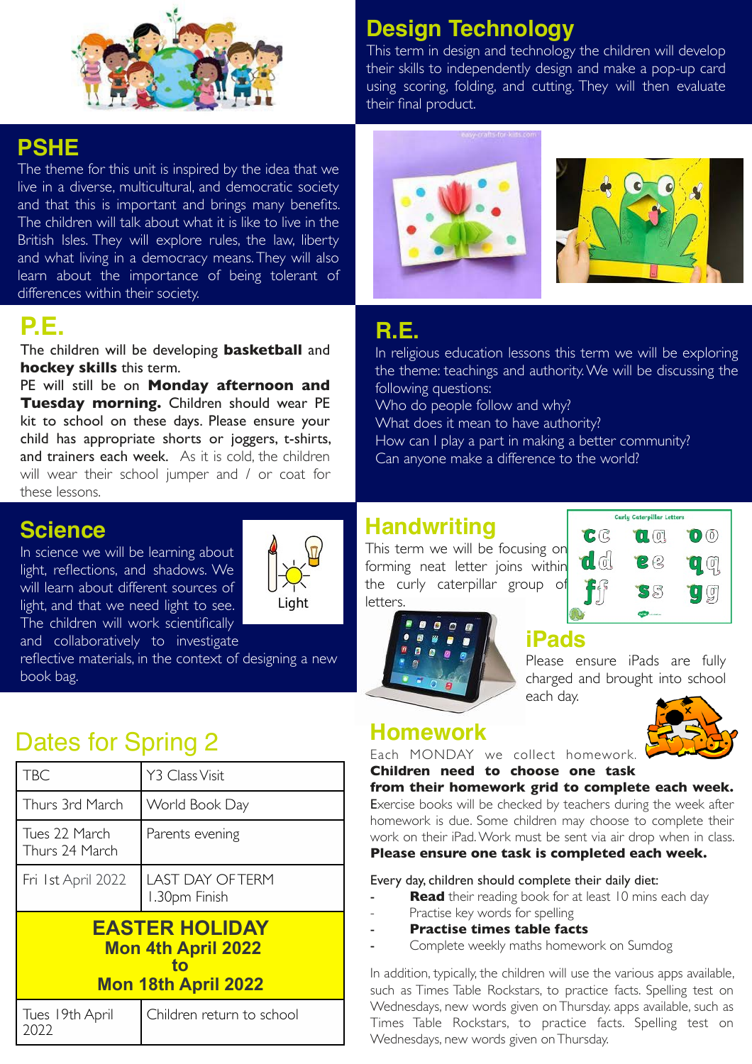## Design Technology

This term in design and technology the children will develop their skills to independently design and make a pop-up card using scoring, folding, and cutting. They will then evaluate their final product.

## PSHE

The theme for this unit is inspired by the idea that we live in a diverse, multicultural, and democratic society and that this is important and brings many benefits. The children will talk about what it is like to live in the British Isles. They will explore rules, the law, liberty and what living in a democracy means. They will also learn about the importance of being tolerant of differences within their society.

## P.E.

The children will be developing **basketball** and **hockey skills** this term.

PE will still be on **Monday afternoon and Tuesday morning.** Children should wear PE kit to school on these days. Please ensure your child has appropriate shorts or joggers, t-shirts, and trainers each week. As it is cold, the children will wear their school jumper and / or coat for these lessons.

## R.E.

In religious education lessons this term we will be exploring the theme: teachings and authority. We will be discussing the following questions:

Who do people follow and why?

What does it mean to have authority?

How can I play a part in making a better community?

Can anyone make a difference to the world?

## Science

In science we will be learning about light, reflections, and shadows. We will learn about different sources of light, and that we need light to see. The children will work scientifically and collaboratively to investigate reflective materials, in the context of designing a new book bag.

Light

## Handwriting

This term we will be focusing on forming neat letter joins within the curly caterpillar group of letters.

Curly Caterpillar Letters

## iPads

Please ensure iPads are fully charged and brought into school each day.

## Dates for Spring 2

| | |
|---|---|
| TBC | Y3 Class Visit |
| Thurs 3rd March | World Book Day |
| Tues 22 March<br>Thurs 24 March | Parents evening |
| Fri 1st April 2022 | LAST DAY OF TERM<br>1.30pm Finish |
| **EASTER HOLIDAY<br>Mon 4th April 2022<br>to<br>Mon 18th April 2022** | |
| Tues 19th April 2022 | Children return to school |

## Homework

Each MONDAY we collect homework. **Children need to choose one task from their homework grid to complete each week.** Exercise books will be checked by teachers during the week after homework is due. Some children may choose to complete their work on their iPad. Work must be sent via air drop when in class. **Please ensure one task is completed each week.**

Every day, children should complete their daily diet:

- **Read** their reading book for at least 10 mins each day
- Practise key words for spelling
- **Practise times table facts**
- Complete weekly maths homework on Sumdog

In addition, typically, the children will use the various apps available, such as Times Table Rockstars, to practice facts. Spelling test on Wednesdays, new words given on Thursday. apps available, such as Times Table Rockstars, to practice facts. Spelling test on Wednesdays, new words given on Thursday.